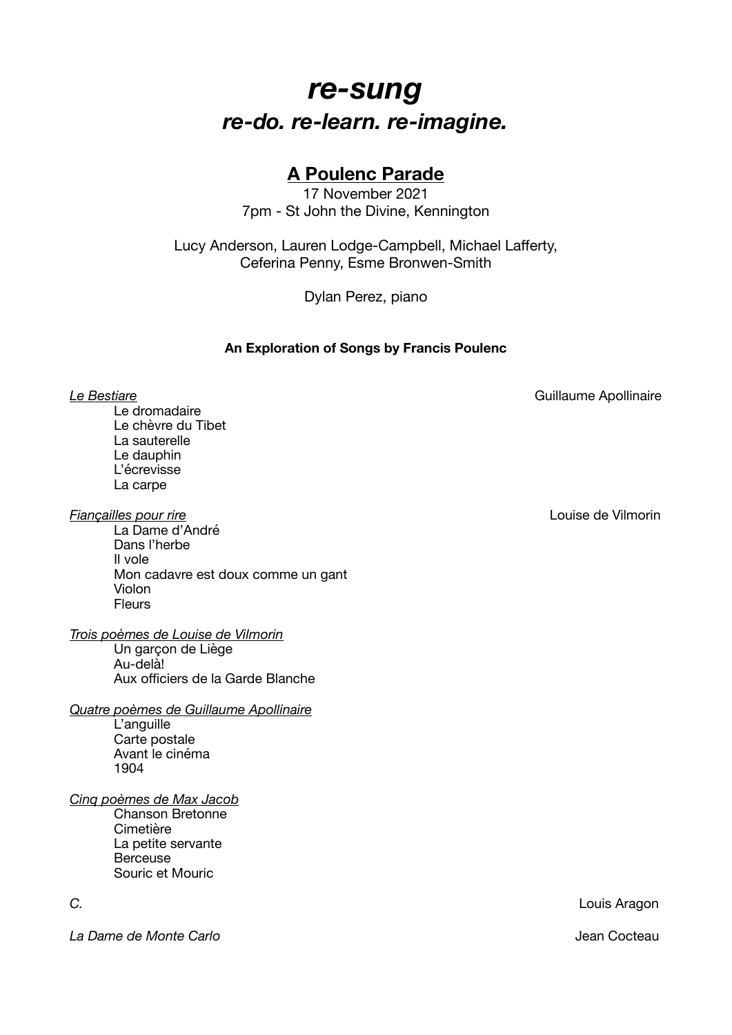# *re-sung*

## *re-do. re-learn. re-imagine.*

### A Poulenc Parade

17 November 2021
7pm - St John the Divine, Kennington

Lucy Anderson, Lauren Lodge-Campbell, Michael Lafferty,
Ceferina Penny, Esme Bronwen-Smith

Dylan Perez, piano

**An Exploration of Songs by Francis Poulenc**

*Le Bestiare* — Guillaume Apollinaire

- Le dromadaire
- Le chèvre du Tibet
- La sauterelle
- Le dauphin
- L'écrevisse
- La carpe

*Fiançailles pour rire* — Louise de Vilmorin

- La Dame d'André
- Dans l'herbe
- Il vole
- Mon cadavre est doux comme un gant
- Violon
- Fleurs

*Trois poèmes de Louise de Vilmorin*

- Un garçon de Liège
- Au-delà!
- Aux officiers de la Garde Blanche

*Quatre poèmes de Guillaume Apollinaire*

- L'anguille
- Carte postale
- Avant le cinéma
- 1904

*Cinq poèmes de Max Jacob*

- Chanson Bretonne
- Cimetière
- La petite servante
- Berceuse
- Souric et Mouric

*C.* — Louis Aragon

*La Dame de Monte Carlo* — Jean Cocteau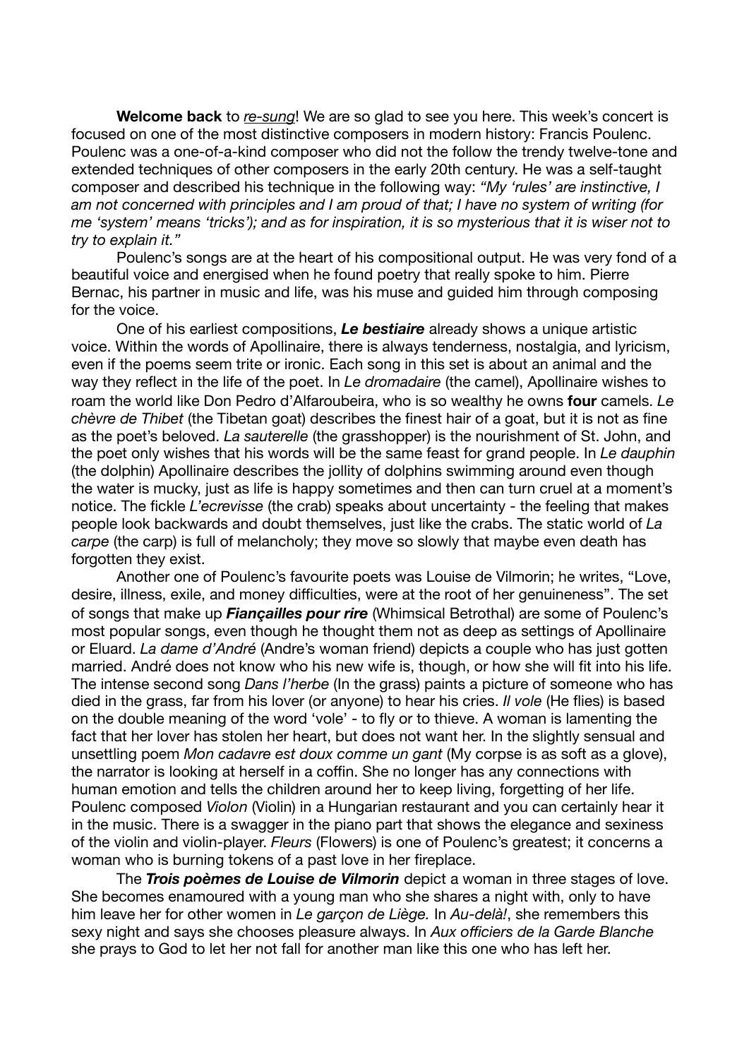**Welcome back** to re-sung! We are so glad to see you here. This week's concert is focused on one of the most distinctive composers in modern history: Francis Poulenc. Poulenc was a one-of-a-kind composer who did not the follow the trendy twelve-tone and extended techniques of other composers in the early 20th century. He was a self-taught composer and described his technique in the following way: *"My 'rules' are instinctive, I am not concerned with principles and I am proud of that; I have no system of writing (for me 'system' means 'tricks'); and as for inspiration, it is so mysterious that it is wiser not to try to explain it."*

Poulenc's songs are at the heart of his compositional output. He was very fond of a beautiful voice and energised when he found poetry that really spoke to him. Pierre Bernac, his partner in music and life, was his muse and guided him through composing for the voice.

One of his earliest compositions, ***Le bestiaire*** already shows a unique artistic voice. Within the words of Apollinaire, there is always tenderness, nostalgia, and lyricism, even if the poems seem trite or ironic. Each song in this set is about an animal and the way they reflect in the life of the poet. In *Le dromadaire* (the camel), Apollinaire wishes to roam the world like Don Pedro d'Alfaroubeira, who is so wealthy he owns **four** camels. *Le chèvre de Thibet* (the Tibetan goat) describes the finest hair of a goat, but it is not as fine as the poet's beloved. *La sauterelle* (the grasshopper) is the nourishment of St. John, and the poet only wishes that his words will be the same feast for grand people. In *Le dauphin* (the dolphin) Apollinaire describes the jollity of dolphins swimming around even though the water is mucky, just as life is happy sometimes and then can turn cruel at a moment's notice. The fickle *L'ecrevisse* (the crab) speaks about uncertainty - the feeling that makes people look backwards and doubt themselves, just like the crabs. The static world of *La carpe* (the carp) is full of melancholy; they move so slowly that maybe even death has forgotten they exist.

Another one of Poulenc's favourite poets was Louise de Vilmorin; he writes, "Love, desire, illness, exile, and money difficulties, were at the root of her genuineness". The set of songs that make up ***Fiançailles pour rire*** (Whimsical Betrothal) are some of Poulenc's most popular songs, even though he thought them not as deep as settings of Apollinaire or Eluard. *La dame d'André* (Andre's woman friend) depicts a couple who has just gotten married. André does not know who his new wife is, though, or how she will fit into his life. The intense second song *Dans l'herbe* (In the grass) paints a picture of someone who has died in the grass, far from his lover (or anyone) to hear his cries. *Il vole* (He flies) is based on the double meaning of the word 'vole' - to fly or to thieve. A woman is lamenting the fact that her lover has stolen her heart, but does not want her. In the slightly sensual and unsettling poem *Mon cadavre est doux comme un gant* (My corpse is as soft as a glove), the narrator is looking at herself in a coffin. She no longer has any connections with human emotion and tells the children around her to keep living, forgetting of her life. Poulenc composed *Violon* (Violin) in a Hungarian restaurant and you can certainly hear it in the music. There is a swagger in the piano part that shows the elegance and sexiness of the violin and violin-player. *Fleurs* (Flowers) is one of Poulenc's greatest; it concerns a woman who is burning tokens of a past love in her fireplace.

The ***Trois poèmes de Louise de Vilmorin*** depict a woman in three stages of love. She becomes enamoured with a young man who she shares a night with, only to have him leave her for other women in *Le garçon de Liège.* In *Au-delà!*, she remembers this sexy night and says she chooses pleasure always. In *Aux officiers de la Garde Blanche* she prays to God to let her not fall for another man like this one who has left her.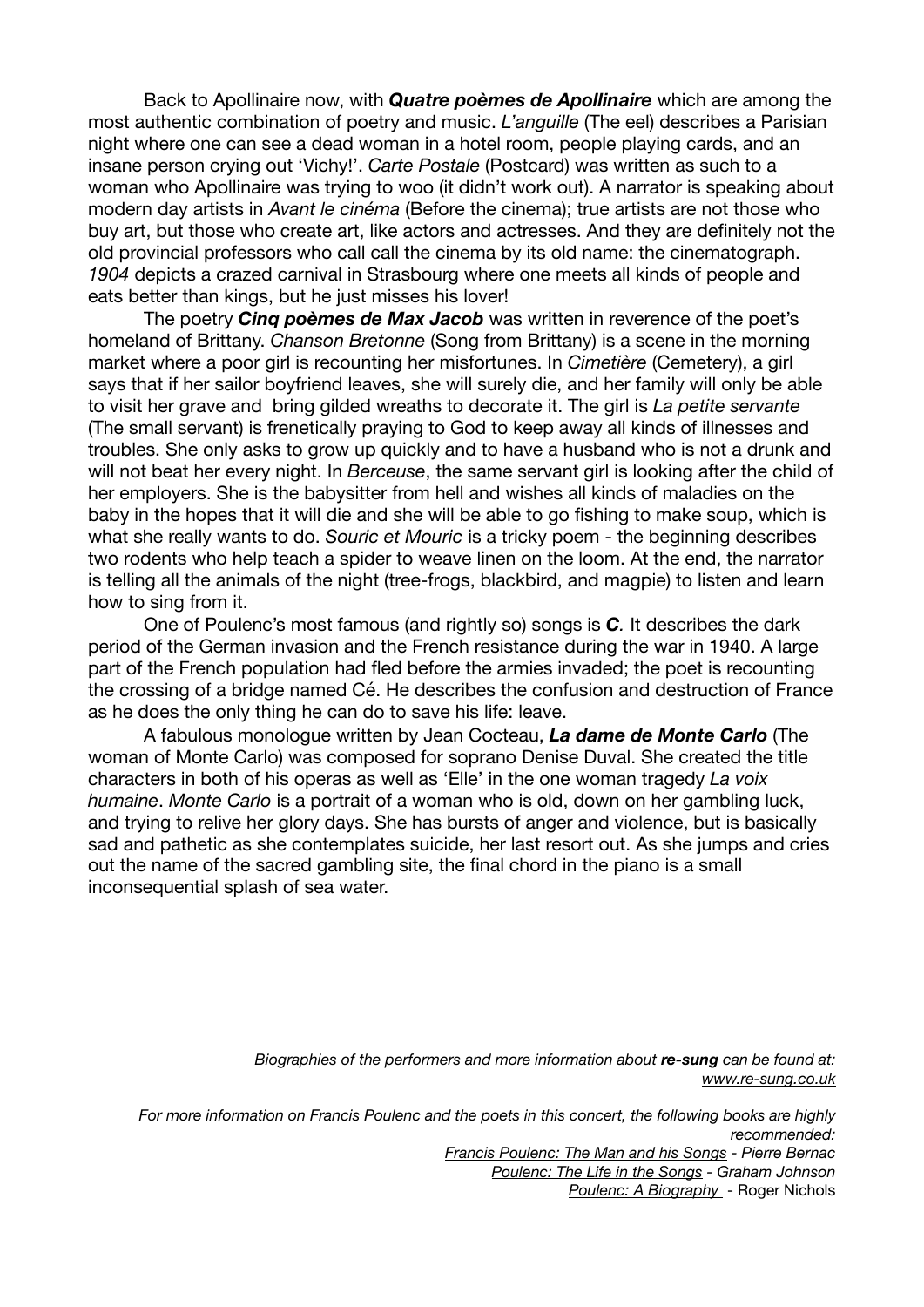Back to Apollinaire now, with ***Quatre poèmes de Apollinaire*** which are among the most authentic combination of poetry and music. *L'anguille* (The eel) describes a Parisian night where one can see a dead woman in a hotel room, people playing cards, and an insane person crying out 'Vichy!'. *Carte Postale* (Postcard) was written as such to a woman who Apollinaire was trying to woo (it didn't work out). A narrator is speaking about modern day artists in *Avant le cinéma* (Before the cinema); true artists are not those who buy art, but those who create art, like actors and actresses. And they are definitely not the old provincial professors who call call the cinema by its old name: the cinematograph. *1904* depicts a crazed carnival in Strasbourg where one meets all kinds of people and eats better than kings, but he just misses his lover!

The poetry ***Cinq poèmes de Max Jacob*** was written in reverence of the poet's homeland of Brittany. *Chanson Bretonne* (Song from Brittany) is a scene in the morning market where a poor girl is recounting her misfortunes. In *Cimetière* (Cemetery), a girl says that if her sailor boyfriend leaves, she will surely die, and her family will only be able to visit her grave and bring gilded wreaths to decorate it. The girl is *La petite servante* (The small servant) is frenetically praying to God to keep away all kinds of illnesses and troubles. She only asks to grow up quickly and to have a husband who is not a drunk and will not beat her every night. In *Berceuse*, the same servant girl is looking after the child of her employers. She is the babysitter from hell and wishes all kinds of maladies on the baby in the hopes that it will die and she will be able to go fishing to make soup, which is what she really wants to do. *Souric et Mouric* is a tricky poem - the beginning describes two rodents who help teach a spider to weave linen on the loom. At the end, the narrator is telling all the animals of the night (tree-frogs, blackbird, and magpie) to listen and learn how to sing from it.

One of Poulenc's most famous (and rightly so) songs is ***C***. It describes the dark period of the German invasion and the French resistance during the war in 1940. A large part of the French population had fled before the armies invaded; the poet is recounting the crossing of a bridge named Cé. He describes the confusion and destruction of France as he does the only thing he can do to save his life: leave.

A fabulous monologue written by Jean Cocteau, ***La dame de Monte Carlo*** (The woman of Monte Carlo) was composed for soprano Denise Duval. She created the title characters in both of his operas as well as 'Elle' in the one woman tragedy *La voix humaine*. *Monte Carlo* is a portrait of a woman who is old, down on her gambling luck, and trying to relive her glory days. She has bursts of anger and violence, but is basically sad and pathetic as she contemplates suicide, her last resort out. As she jumps and cries out the name of the sacred gambling site, the final chord in the piano is a small inconsequential splash of sea water.

*Biographies of the performers and more information about **re-sung** can be found at: www.re-sung.co.uk*

*For more information on Francis Poulenc and the poets in this concert, the following books are highly recommended:*

*Francis Poulenc: The Man and his Songs - Pierre Bernac*

*Poulenc: The Life in the Songs - Graham Johnson*

*Poulenc: A Biography* - Roger Nichols